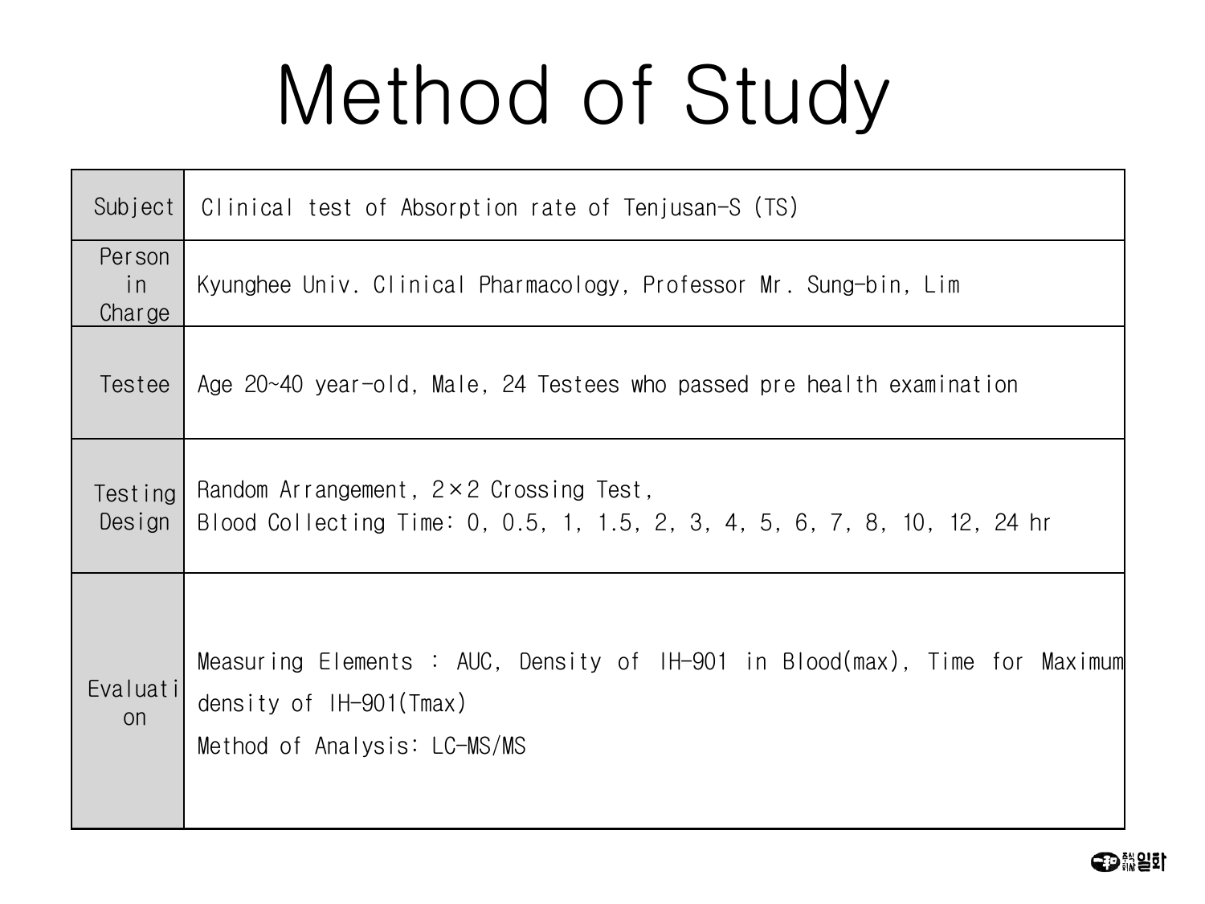# Method of Study

| | |
|---|---|
| Subject | Clinical test of Absorption rate of Tenjusan-S (TS) |
| Person in Charge | Kyunghee Univ. Clinical Pharmacology, Professor Mr. Sung-bin, Lim |
| Testee | Age 20~40 year-old, Male, 24 Testees who passed pre health examination |
| Testing Design | Random Arrangement, 2×2 Crossing Test,<br>Blood Collecting Time: 0, 0.5, 1, 1.5, 2, 3, 4, 5, 6, 7, 8, 10, 12, 24 hr |
| Evaluation | Measuring Elements : AUC, Density of IH-901 in Blood(max), Time for Maximum density of IH-901(Tmax)<br>Method of Analysis: LC-MS/MS |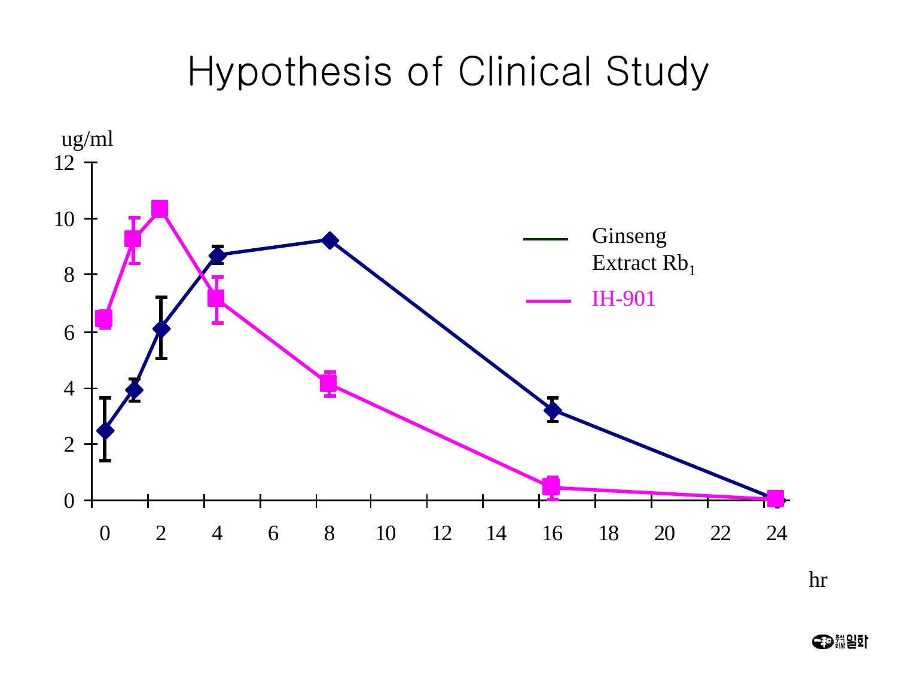# Hypothesis of Clinical Study

ug/ml

12

10

8

6

4

2

0

0 2 4 6 8 10 12 14 16 18 20 22 24

hr

Ginseng Extract $Rb_1$

IH-901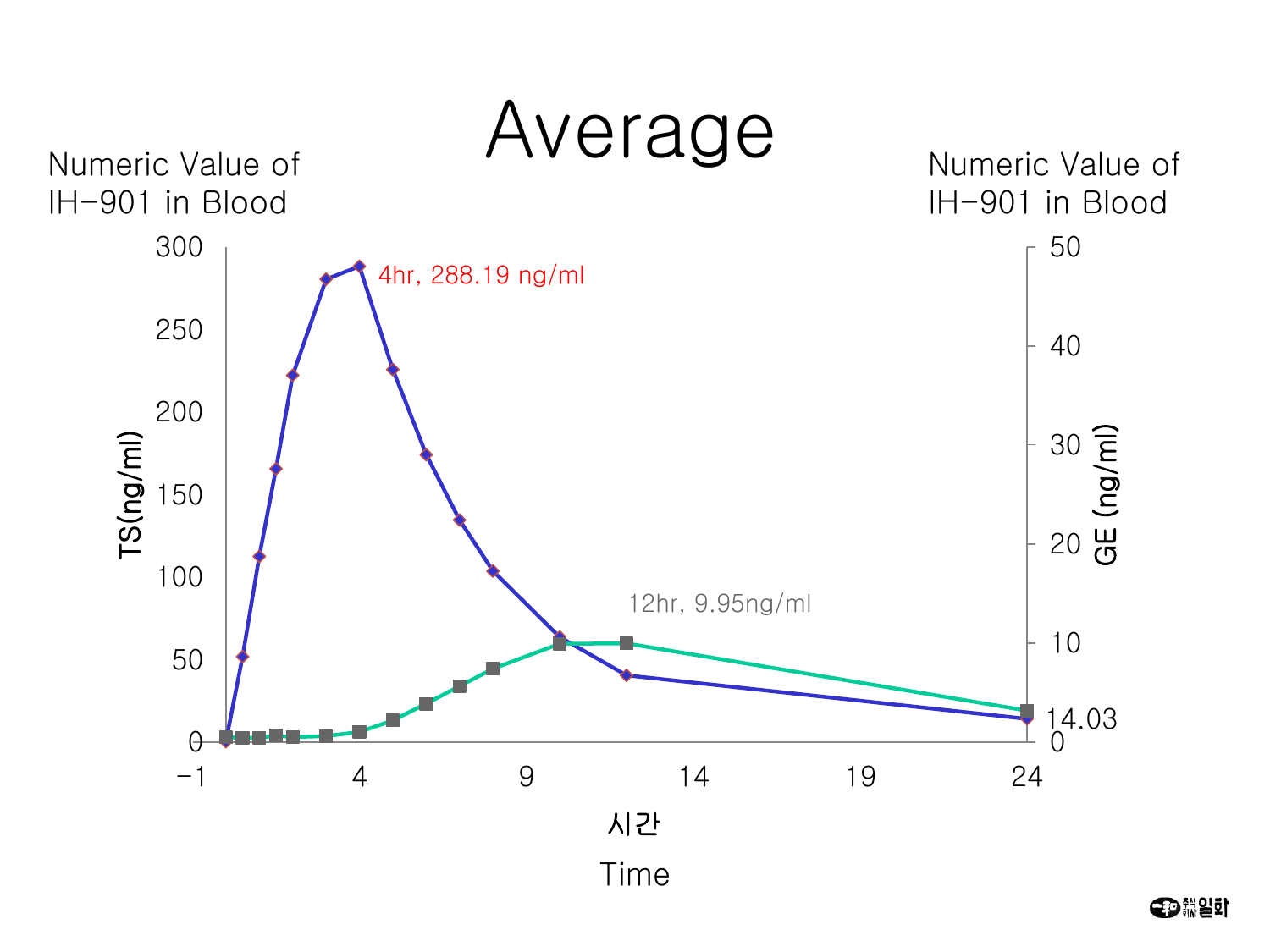# Average

Numeric Value of IH-901 in Blood

Numeric Value of IH-901 in Blood

TS(ng/ml)

GE (ng/ml)

4hr, 288.19 ng/ml

12hr, 9.95ng/ml

14.03

시간

Time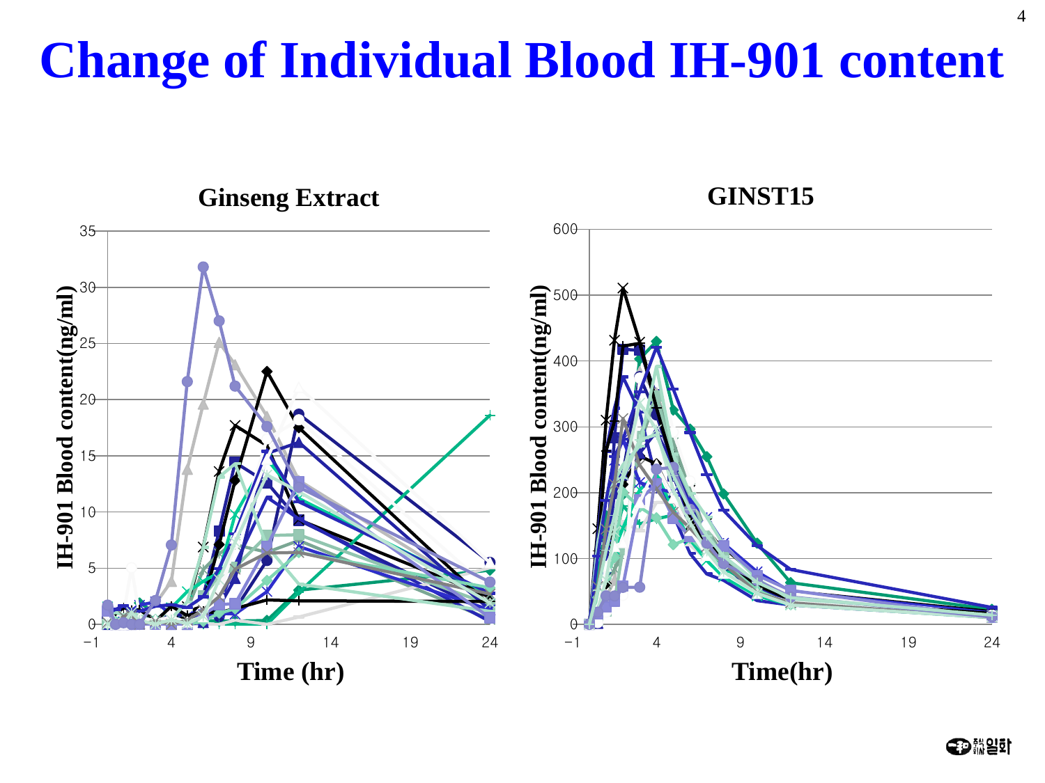# Change of Individual Blood IH-901 content

**Ginseng Extract**

IH-901 Blood content(ng/ml)

Time (hr)

**GINST15**

IH-901 Blood content(ng/ml)

Time(hr)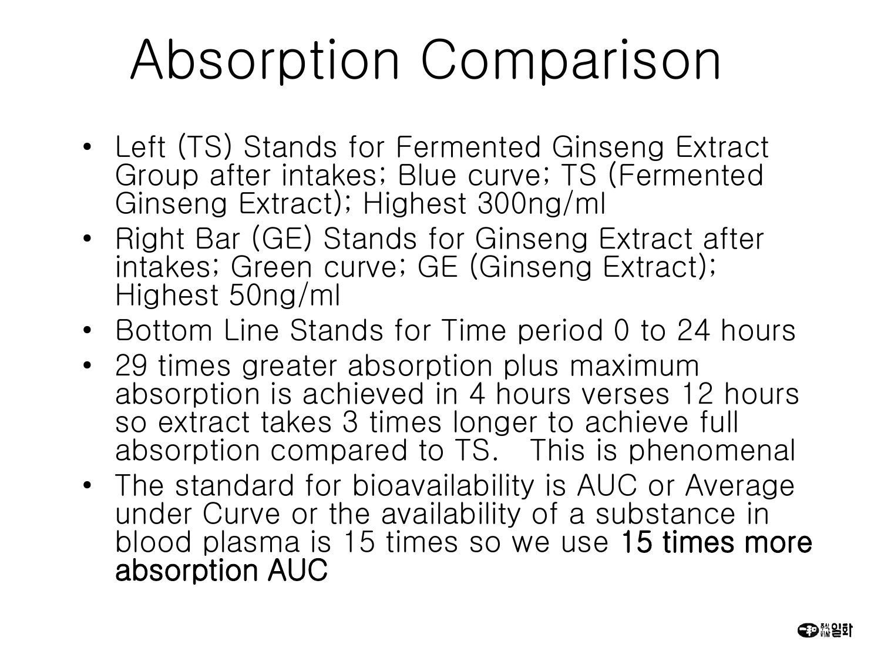# Absorption Comparison

- Left (TS) Stands for Fermented Ginseng Extract Group after intakes; Blue curve; TS (Fermented Ginseng Extract); Highest 300ng/ml
- Right Bar (GE) Stands for Ginseng Extract after intakes; Green curve; GE (Ginseng Extract); Highest 50ng/ml
- Bottom Line Stands for Time period 0 to 24 hours
- 29 times greater absorption plus maximum absorption is achieved in 4 hours verses 12 hours so extract takes 3 times longer to achieve full absorption compared to TS. This is phenomenal
- The standard for bioavailability is AUC or Average under Curve or the availability of a substance in blood plasma is 15 times so we use **15 times more absorption AUC**